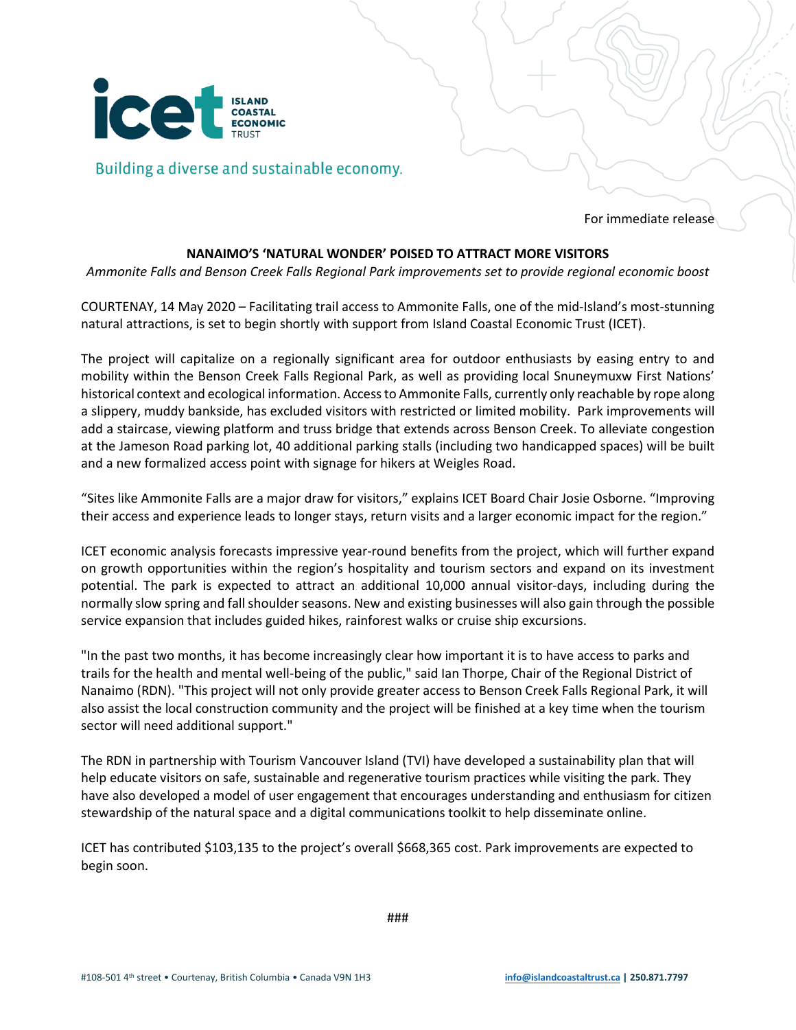**ICET ISLAND COASTAL ECONOMIC TRUST**

Building a diverse and sustainable economy.

For immediate release

**NANAIMO'S 'NATURAL WONDER' POISED TO ATTRACT MORE VISITORS**

*Ammonite Falls and Benson Creek Falls Regional Park improvements set to provide regional economic boost*

COURTENAY, 14 May 2020 – Facilitating trail access to Ammonite Falls, one of the mid-Island's most-stunning natural attractions, is set to begin shortly with support from Island Coastal Economic Trust (ICET).

The project will capitalize on a regionally significant area for outdoor enthusiasts by easing entry to and mobility within the Benson Creek Falls Regional Park, as well as providing local Snuneymuxw First Nations' historical context and ecological information. Access to Ammonite Falls, currently only reachable by rope along a slippery, muddy bankside, has excluded visitors with restricted or limited mobility. Park improvements will add a staircase, viewing platform and truss bridge that extends across Benson Creek. To alleviate congestion at the Jameson Road parking lot, 40 additional parking stalls (including two handicapped spaces) will be built and a new formalized access point with signage for hikers at Weigles Road.

"Sites like Ammonite Falls are a major draw for visitors," explains ICET Board Chair Josie Osborne. "Improving their access and experience leads to longer stays, return visits and a larger economic impact for the region."

ICET economic analysis forecasts impressive year-round benefits from the project, which will further expand on growth opportunities within the region's hospitality and tourism sectors and expand on its investment potential. The park is expected to attract an additional 10,000 annual visitor-days, including during the normally slow spring and fall shoulder seasons. New and existing businesses will also gain through the possible service expansion that includes guided hikes, rainforest walks or cruise ship excursions.

"In the past two months, it has become increasingly clear how important it is to have access to parks and trails for the health and mental well-being of the public," said Ian Thorpe, Chair of the Regional District of Nanaimo (RDN). "This project will not only provide greater access to Benson Creek Falls Regional Park, it will also assist the local construction community and the project will be finished at a key time when the tourism sector will need additional support."

The RDN in partnership with Tourism Vancouver Island (TVI) have developed a sustainability plan that will help educate visitors on safe, sustainable and regenerative tourism practices while visiting the park. They have also developed a model of user engagement that encourages understanding and enthusiasm for citizen stewardship of the natural space and a digital communications toolkit to help disseminate online.

ICET has contributed $103,135 to the project's overall $668,365 cost. Park improvements are expected to begin soon.

###

#108-501 4th street • Courtenay, British Columbia • Canada V9N 1H3 info@islandcoastaltrust.ca | 250.871.7797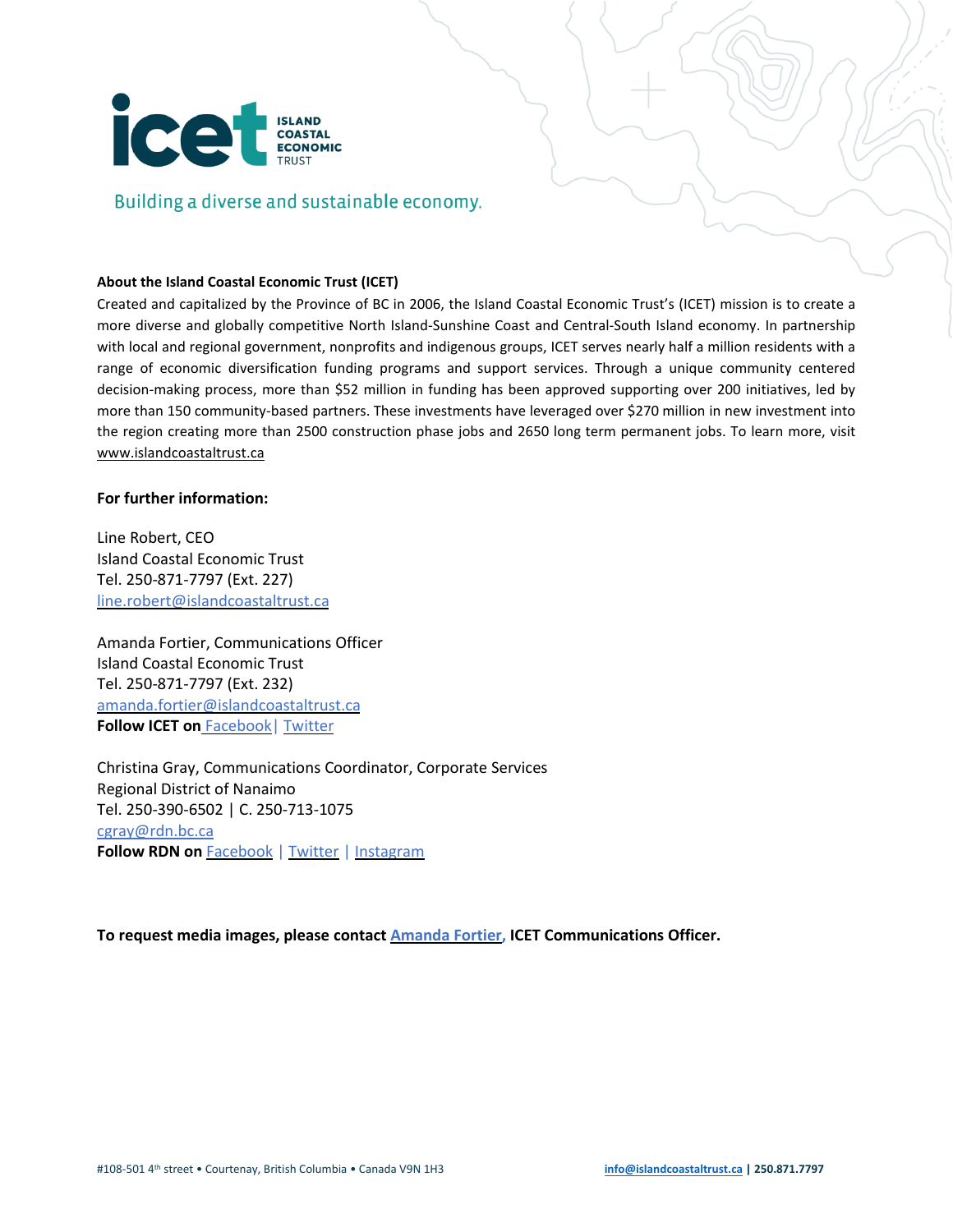ICET ISLAND COASTAL ECONOMIC TRUST

Building a diverse and sustainable economy.

**About the Island Coastal Economic Trust (ICET)**

Created and capitalized by the Province of BC in 2006, the Island Coastal Economic Trust's (ICET) mission is to create a more diverse and globally competitive North Island-Sunshine Coast and Central-South Island economy. In partnership with local and regional government, nonprofits and indigenous groups, ICET serves nearly half a million residents with a range of economic diversification funding programs and support services. Through a unique community centered decision-making process, more than $52 million in funding has been approved supporting over 200 initiatives, led by more than 150 community-based partners. These investments have leveraged over $270 million in new investment into the region creating more than 2500 construction phase jobs and 2650 long term permanent jobs. To learn more, visit www.islandcoastaltrust.ca

**For further information:**

Line Robert, CEO
Island Coastal Economic Trust
Tel. 250-871-7797 (Ext. 227)
line.robert@islandcoastaltrust.ca

Amanda Fortier, Communications Officer
Island Coastal Economic Trust
Tel. 250-871-7797 (Ext. 232)
amanda.fortier@islandcoastaltrust.ca
**Follow ICET on** Facebook | Twitter

Christina Gray, Communications Coordinator, Corporate Services
Regional District of Nanaimo
Tel. 250-390-6502 | C. 250-713-1075
cgray@rdn.bc.ca
**Follow RDN on** Facebook | Twitter | Instagram

**To request media images, please contact Amanda Fortier, ICET Communications Officer.**

#108-501 4th street • Courtenay, British Columbia • Canada V9N 1H3 **info@islandcoastaltrust.ca | 250.871.7797**